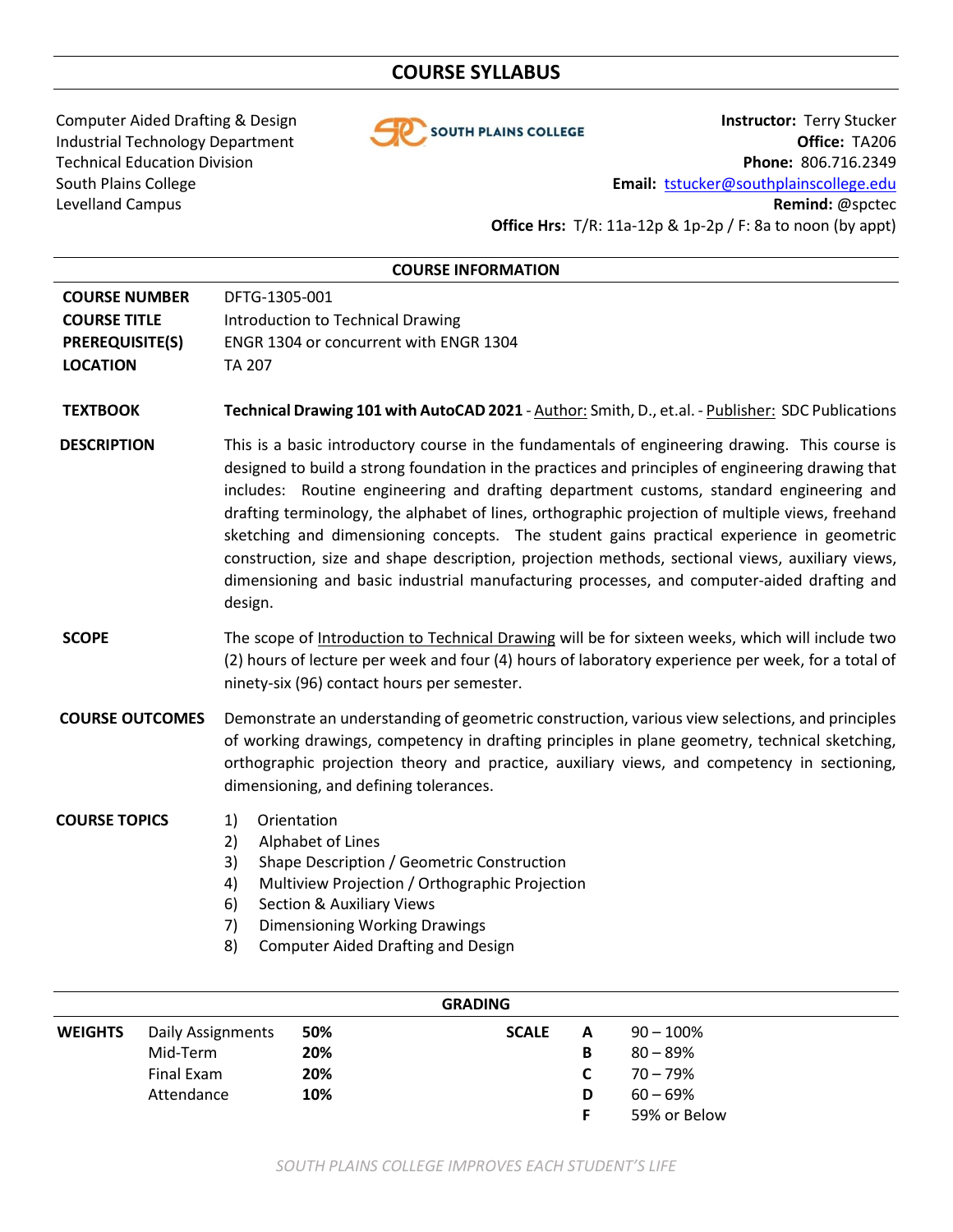# COURSE SYLLABUS

Computer Aided Drafting & Design
Industrial Technology Department
Technical Education Division
South Plains College
Levelland Campus

**Instructor:** Terry Stucker
**Office:** TA206
**Phone:** 806.716.2349
**Email:** tstucker@southplainscollege.edu
**Remind:** @spctec
**Office Hrs:** T/R: 11a-12p & 1p-2p / F: 8a to noon (by appt)

## COURSE INFORMATION

**COURSE NUMBER** DFTG-1305-001

**COURSE TITLE** Introduction to Technical Drawing

**PREREQUISITE(S)** ENGR 1304 or concurrent with ENGR 1304

**LOCATION** TA 207

**TEXTBOOK** **Technical Drawing 101 with AutoCAD 2021** - Author: Smith, D., et.al. - Publisher: SDC Publications

**DESCRIPTION** This is a basic introductory course in the fundamentals of engineering drawing. This course is designed to build a strong foundation in the practices and principles of engineering drawing that includes: Routine engineering and drafting department customs, standard engineering and drafting terminology, the alphabet of lines, orthographic projection of multiple views, freehand sketching and dimensioning concepts. The student gains practical experience in geometric construction, size and shape description, projection methods, sectional views, auxiliary views, dimensioning and basic industrial manufacturing processes, and computer-aided drafting and design.

**SCOPE** The scope of Introduction to Technical Drawing will be for sixteen weeks, which will include two (2) hours of lecture per week and four (4) hours of laboratory experience per week, for a total of ninety-six (96) contact hours per semester.

**COURSE OUTCOMES** Demonstrate an understanding of geometric construction, various view selections, and principles of working drawings, competency in drafting principles in plane geometry, technical sketching, orthographic projection theory and practice, auxiliary views, and competency in sectioning, dimensioning, and defining tolerances.

**COURSE TOPICS**

1) Orientation
2) Alphabet of Lines
3) Shape Description / Geometric Construction
4) Multiview Projection / Orthographic Projection
6) Section & Auxiliary Views
7) Dimensioning Working Drawings
8) Computer Aided Drafting and Design

## GRADING

| WEIGHTS | | | SCALE | | |
|---|---|---|---|---|---|
| | Daily Assignments | **50%** | | **A** | 90 – 100% |
| | Mid-Term | **20%** | | **B** | 80 – 89% |
| | Final Exam | **20%** | | **C** | 70 – 79% |
| | Attendance | **10%** | | **D** | 60 – 69% |
| | | | | **F** | 59% or Below |

*SOUTH PLAINS COLLEGE IMPROVES EACH STUDENT'S LIFE*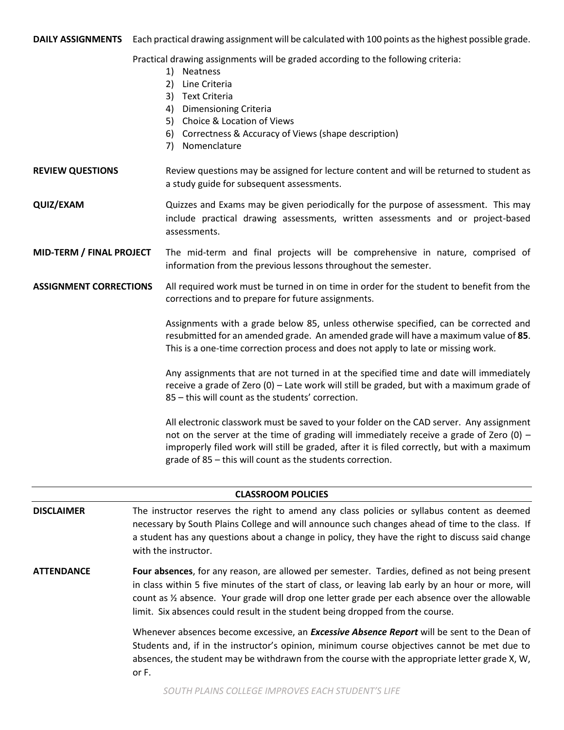**DAILY ASSIGNMENTS** Each practical drawing assignment will be calculated with 100 points as the highest possible grade.

Practical drawing assignments will be graded according to the following criteria:

1) Neatness
2) Line Criteria
3) Text Criteria
4) Dimensioning Criteria
5) Choice & Location of Views
6) Correctness & Accuracy of Views (shape description)
7) Nomenclature

**REVIEW QUESTIONS** Review questions may be assigned for lecture content and will be returned to student as a study guide for subsequent assessments.

**QUIZ/EXAM** Quizzes and Exams may be given periodically for the purpose of assessment. This may include practical drawing assessments, written assessments and or project-based assessments.

**MID-TERM / FINAL PROJECT** The mid-term and final projects will be comprehensive in nature, comprised of information from the previous lessons throughout the semester.

**ASSIGNMENT CORRECTIONS** All required work must be turned in on time in order for the student to benefit from the corrections and to prepare for future assignments.

Assignments with a grade below 85, unless otherwise specified, can be corrected and resubmitted for an amended grade. An amended grade will have a maximum value of **85**. This is a one-time correction process and does not apply to late or missing work.

Any assignments that are not turned in at the specified time and date will immediately receive a grade of Zero (0) – Late work will still be graded, but with a maximum grade of 85 – this will count as the students' correction.

All electronic classwork must be saved to your folder on the CAD server. Any assignment not on the server at the time of grading will immediately receive a grade of Zero (0) – improperly filed work will still be graded, after it is filed correctly, but with a maximum grade of 85 – this will count as the students correction.

---

## CLASSROOM POLICIES

**DISCLAIMER** The instructor reserves the right to amend any class policies or syllabus content as deemed necessary by South Plains College and will announce such changes ahead of time to the class. If a student has any questions about a change in policy, they have the right to discuss said change with the instructor.

**ATTENDANCE** **Four absences**, for any reason, are allowed per semester. Tardies, defined as not being present in class within 5 five minutes of the start of class, or leaving lab early by an hour or more, will count as ½ absence. Your grade will drop one letter grade per each absence over the allowable limit. Six absences could result in the student being dropped from the course.

Whenever absences become excessive, an ***Excessive Absence Report*** will be sent to the Dean of Students and, if in the instructor's opinion, minimum course objectives cannot be met due to absences, the student may be withdrawn from the course with the appropriate letter grade X, W, or F.

*SOUTH PLAINS COLLEGE IMPROVES EACH STUDENT'S LIFE*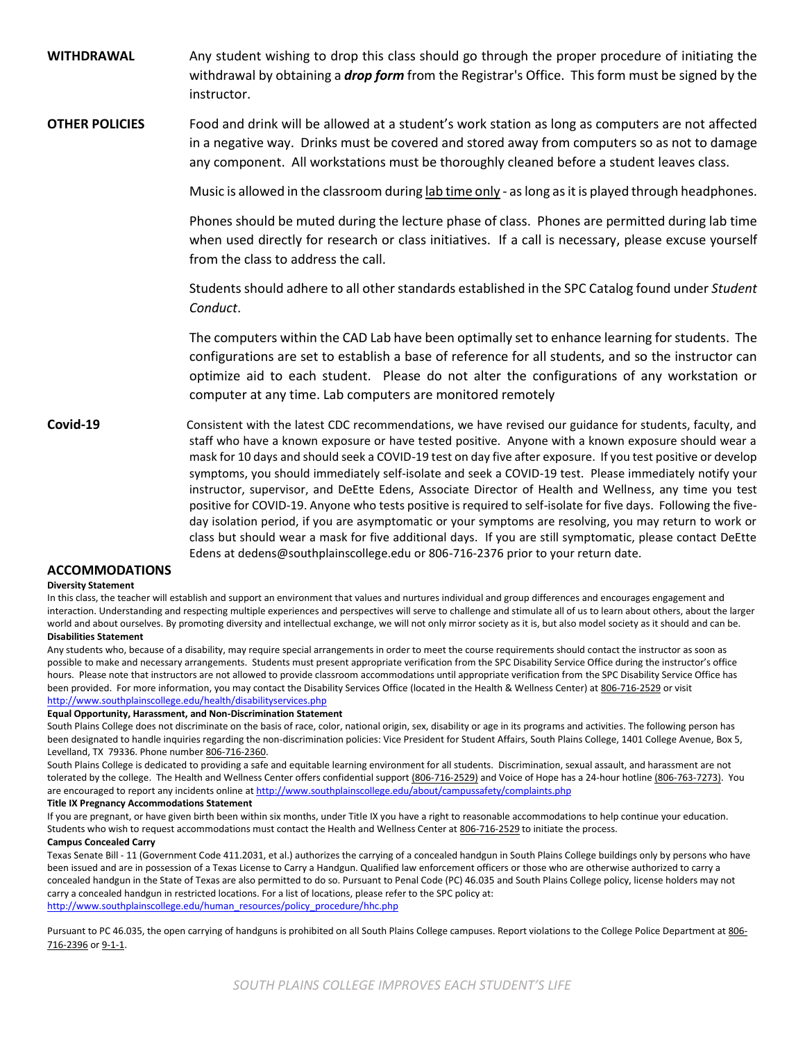**WITHDRAWAL**

Any student wishing to drop this class should go through the proper procedure of initiating the withdrawal by obtaining a ***drop form*** from the Registrar's Office. This form must be signed by the instructor.

**OTHER POLICIES**

Food and drink will be allowed at a student's work station as long as computers are not affected in a negative way. Drinks must be covered and stored away from computers so as not to damage any component. All workstations must be thoroughly cleaned before a student leaves class.

Music is allowed in the classroom during lab time only - as long as it is played through headphones.

Phones should be muted during the lecture phase of class. Phones are permitted during lab time when used directly for research or class initiatives. If a call is necessary, please excuse yourself from the class to address the call.

Students should adhere to all other standards established in the SPC Catalog found under *Student Conduct*.

The computers within the CAD Lab have been optimally set to enhance learning for students. The configurations are set to establish a base of reference for all students, and so the instructor can optimize aid to each student. Please do not alter the configurations of any workstation or computer at any time. Lab computers are monitored remotely

**Covid-19**

Consistent with the latest CDC recommendations, we have revised our guidance for students, faculty, and staff who have a known exposure or have tested positive. Anyone with a known exposure should wear a mask for 10 days and should seek a COVID-19 test on day five after exposure. If you test positive or develop symptoms, you should immediately self-isolate and seek a COVID-19 test. Please immediately notify your instructor, supervisor, and DeEtte Edens, Associate Director of Health and Wellness, any time you test positive for COVID-19. Anyone who tests positive is required to self-isolate for five days. Following the five-day isolation period, if you are asymptomatic or your symptoms are resolving, you may return to work or class but should wear a mask for five additional days. If you are still symptomatic, please contact DeEtte Edens at dedens@southplainscollege.edu or 806-716-2376 prior to your return date.

## ACCOMMODATIONS

**Diversity Statement**

In this class, the teacher will establish and support an environment that values and nurtures individual and group differences and encourages engagement and interaction. Understanding and respecting multiple experiences and perspectives will serve to challenge and stimulate all of us to learn about others, about the larger world and about ourselves. By promoting diversity and intellectual exchange, we will not only mirror society as it is, but also model society as it should and can be.

**Disabilities Statement**

Any students who, because of a disability, may require special arrangements in order to meet the course requirements should contact the instructor as soon as possible to make and necessary arrangements. Students must present appropriate verification from the SPC Disability Service Office during the instructor's office hours. Please note that instructors are not allowed to provide classroom accommodations until appropriate verification from the SPC Disability Service Office has been provided. For more information, you may contact the Disability Services Office (located in the Health & Wellness Center) at 806-716-2529 or visit http://www.southplainscollege.edu/health/disabilityservices.php

**Equal Opportunity, Harassment, and Non-Discrimination Statement**

South Plains College does not discriminate on the basis of race, color, national origin, sex, disability or age in its programs and activities. The following person has been designated to handle inquiries regarding the non-discrimination policies: Vice President for Student Affairs, South Plains College, 1401 College Avenue, Box 5, Levelland, TX 79336. Phone number 806-716-2360.

South Plains College is dedicated to providing a safe and equitable learning environment for all students. Discrimination, sexual assault, and harassment are not tolerated by the college. The Health and Wellness Center offers confidential support (806-716-2529) and Voice of Hope has a 24-hour hotline (806-763-7273). You are encouraged to report any incidents online at http://www.southplainscollege.edu/about/campussafety/complaints.php

**Title IX Pregnancy Accommodations Statement**

If you are pregnant, or have given birth been within six months, under Title IX you have a right to reasonable accommodations to help continue your education. Students who wish to request accommodations must contact the Health and Wellness Center at 806-716-2529 to initiate the process.

**Campus Concealed Carry**

Texas Senate Bill - 11 (Government Code 411.2031, et al.) authorizes the carrying of a concealed handgun in South Plains College buildings only by persons who have been issued and are in possession of a Texas License to Carry a Handgun. Qualified law enforcement officers or those who are otherwise authorized to carry a concealed handgun in the State of Texas are also permitted to do so. Pursuant to Penal Code (PC) 46.035 and South Plains College policy, license holders may not carry a concealed handgun in restricted locations. For a list of locations, please refer to the SPC policy at: http://www.southplainscollege.edu/human_resources/policy_procedure/hhc.php

Pursuant to PC 46.035, the open carrying of handguns is prohibited on all South Plains College campuses. Report violations to the College Police Department at 806-716-2396 or 9-1-1.

*SOUTH PLAINS COLLEGE IMPROVES EACH STUDENT'S LIFE*